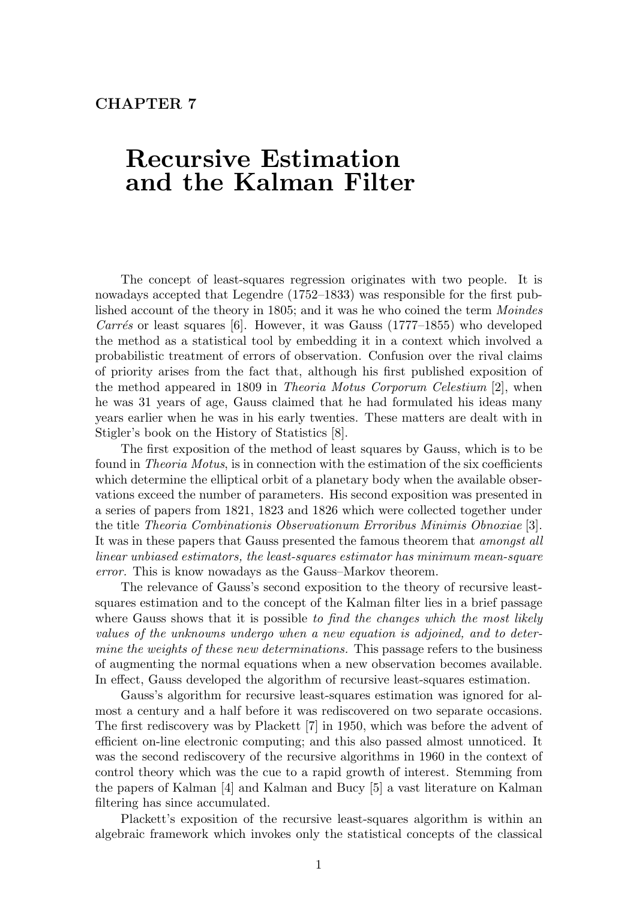CHAPTER 7

# Recursive Estimation and the Kalman Filter

The concept of least-squares regression originates with two people. It is nowadays accepted that Legendre (1752–1833) was responsible for the first published account of the theory in 1805; and it was he who coined the term *Moindes Carrés* or least squares [6]. However, it was Gauss (1777–1855) who developed the method as a statistical tool by embedding it in a context which involved a probabilistic treatment of errors of observation. Confusion over the rival claims of priority arises from the fact that, although his first published exposition of the method appeared in 1809 in *Theoria Motus Corporum Celestium* [2], when he was 31 years of age, Gauss claimed that he had formulated his ideas many years earlier when he was in his early twenties. These matters are dealt with in Stigler's book on the History of Statistics [8].

The first exposition of the method of least squares by Gauss, which is to be found in *Theoria Motus*, is in connection with the estimation of the six coefficients which determine the elliptical orbit of a planetary body when the available observations exceed the number of parameters. His second exposition was presented in a series of papers from 1821, 1823 and 1826 which were collected together under the title *Theoria Combinationis Observationum Erroribus Minimis Obnoxiae* [3]. It was in these papers that Gauss presented the famous theorem that *amongst all linear unbiased estimators, the least-squares estimator has minimum mean-square error.* This is know nowadays as the Gauss–Markov theorem.

The relevance of Gauss's second exposition to the theory of recursive least-squares estimation and to the concept of the Kalman filter lies in a brief passage where Gauss shows that it is possible *to find the changes which the most likely values of the unknowns undergo when a new equation is adjoined, and to determine the weights of these new determinations.* This passage refers to the business of augmenting the normal equations when a new observation becomes available. In effect, Gauss developed the algorithm of recursive least-squares estimation.

Gauss's algorithm for recursive least-squares estimation was ignored for almost a century and a half before it was rediscovered on two separate occasions. The first rediscovery was by Plackett [7] in 1950, which was before the advent of efficient on-line electronic computing; and this also passed almost unnoticed. It was the second rediscovery of the recursive algorithms in 1960 in the context of control theory which was the cue to a rapid growth of interest. Stemming from the papers of Kalman [4] and Kalman and Bucy [5] a vast literature on Kalman filtering has since accumulated.

Plackett's exposition of the recursive least-squares algorithm is within an algebraic framework which invokes only the statistical concepts of the classical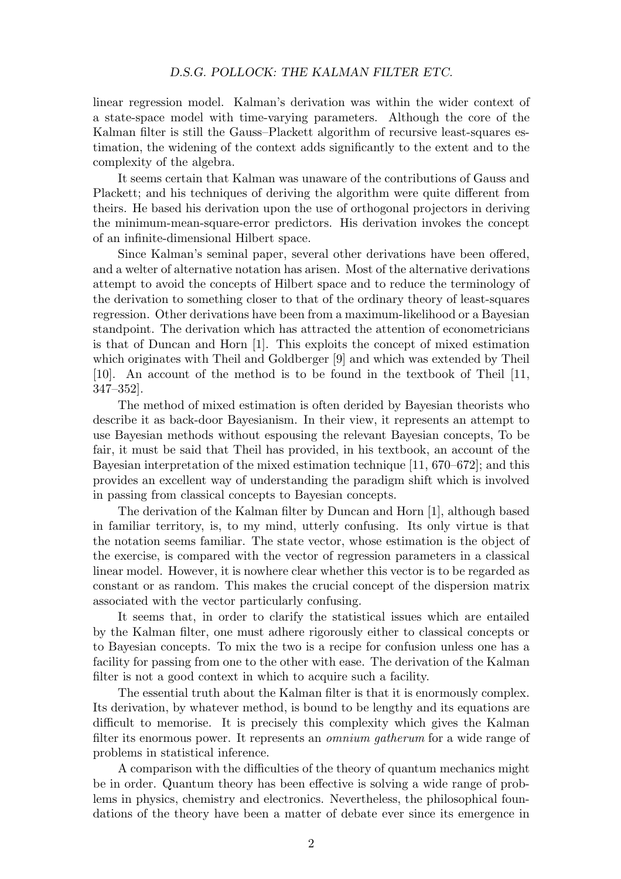linear regression model. Kalman's derivation was within the wider context of a state-space model with time-varying parameters. Although the core of the Kalman filter is still the Gauss–Plackett algorithm of recursive least-squares estimation, the widening of the context adds significantly to the extent and to the complexity of the algebra.

It seems certain that Kalman was unaware of the contributions of Gauss and Plackett; and his techniques of deriving the algorithm were quite different from theirs. He based his derivation upon the use of orthogonal projectors in deriving the minimum-mean-square-error predictors. His derivation invokes the concept of an infinite-dimensional Hilbert space.

Since Kalman's seminal paper, several other derivations have been offered, and a welter of alternative notation has arisen. Most of the alternative derivations attempt to avoid the concepts of Hilbert space and to reduce the terminology of the derivation to something closer to that of the ordinary theory of least-squares regression. Other derivations have been from a maximum-likelihood or a Bayesian standpoint. The derivation which has attracted the attention of econometricians is that of Duncan and Horn [1]. This exploits the concept of mixed estimation which originates with Theil and Goldberger [9] and which was extended by Theil [10]. An account of the method is to be found in the textbook of Theil [11, 347–352].

The method of mixed estimation is often derided by Bayesian theorists who describe it as back-door Bayesianism. In their view, it represents an attempt to use Bayesian methods without espousing the relevant Bayesian concepts, To be fair, it must be said that Theil has provided, in his textbook, an account of the Bayesian interpretation of the mixed estimation technique [11, 670–672]; and this provides an excellent way of understanding the paradigm shift which is involved in passing from classical concepts to Bayesian concepts.

The derivation of the Kalman filter by Duncan and Horn [1], although based in familiar territory, is, to my mind, utterly confusing. Its only virtue is that the notation seems familiar. The state vector, whose estimation is the object of the exercise, is compared with the vector of regression parameters in a classical linear model. However, it is nowhere clear whether this vector is to be regarded as constant or as random. This makes the crucial concept of the dispersion matrix associated with the vector particularly confusing.

It seems that, in order to clarify the statistical issues which are entailed by the Kalman filter, one must adhere rigorously either to classical concepts or to Bayesian concepts. To mix the two is a recipe for confusion unless one has a facility for passing from one to the other with ease. The derivation of the Kalman filter is not a good context in which to acquire such a facility.

The essential truth about the Kalman filter is that it is enormously complex. Its derivation, by whatever method, is bound to be lengthy and its equations are difficult to memorise. It is precisely this complexity which gives the Kalman filter its enormous power. It represents an *omnium gatherum* for a wide range of problems in statistical inference.

A comparison with the difficulties of the theory of quantum mechanics might be in order. Quantum theory has been effective is solving a wide range of problems in physics, chemistry and electronics. Nevertheless, the philosophical foundations of the theory have been a matter of debate ever since its emergence in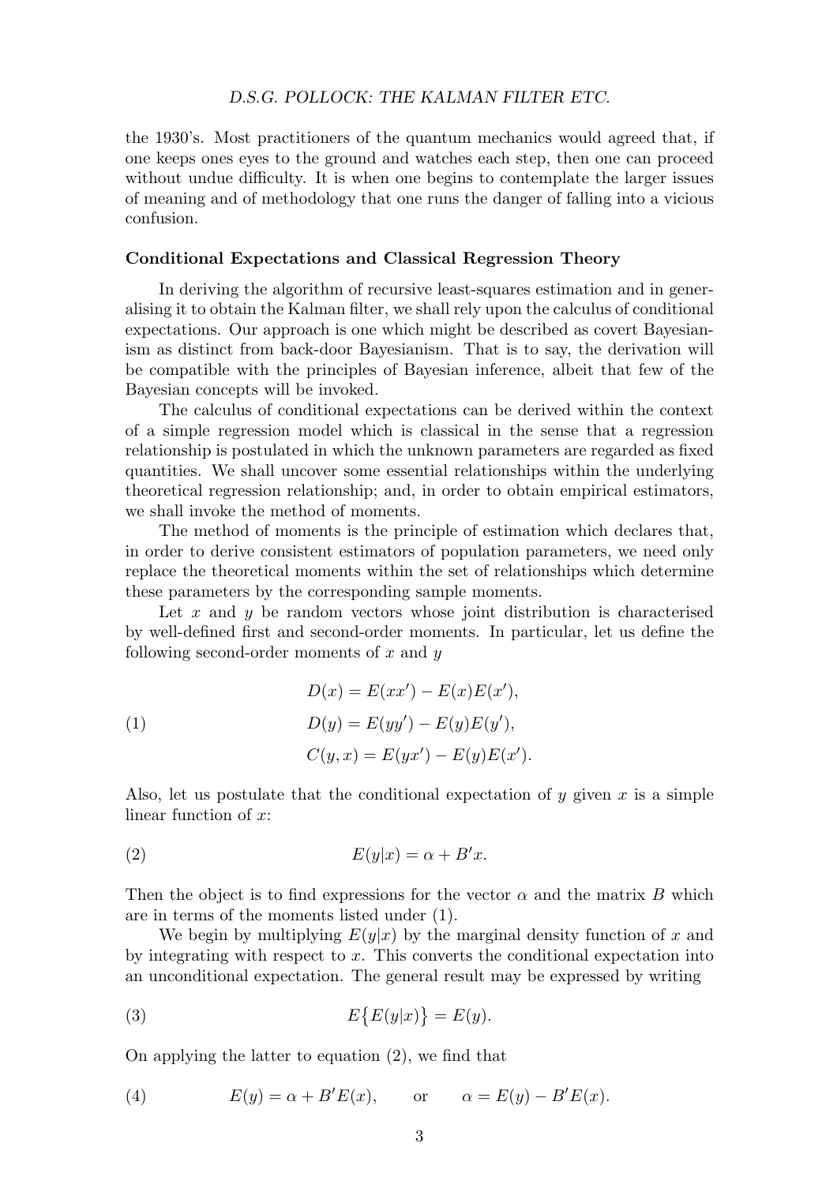the 1930's. Most practitioners of the quantum mechanics would agreed that, if one keeps ones eyes to the ground and watches each step, then one can proceed without undue difficulty. It is when one begins to contemplate the larger issues of meaning and of methodology that one runs the danger of falling into a vicious confusion.

### Conditional Expectations and Classical Regression Theory

In deriving the algorithm of recursive least-squares estimation and in generalising it to obtain the Kalman filter, we shall rely upon the calculus of conditional expectations. Our approach is one which might be described as covert Bayesianism as distinct from back-door Bayesianism. That is to say, the derivation will be compatible with the principles of Bayesian inference, albeit that few of the Bayesian concepts will be invoked.

The calculus of conditional expectations can be derived within the context of a simple regression model which is classical in the sense that a regression relationship is postulated in which the unknown parameters are regarded as fixed quantities. We shall uncover some essential relationships within the underlying theoretical regression relationship; and, in order to obtain empirical estimators, we shall invoke the method of moments.

The method of moments is the principle of estimation which declares that, in order to derive consistent estimators of population parameters, we need only replace the theoretical moments within the set of relationships which determine these parameters by the corresponding sample moments.

Let $x$ and $y$ be random vectors whose joint distribution is characterised by well-defined first and second-order moments. In particular, let us define the following second-order moments of $x$ and $y$

$$
\begin{aligned}
D(x) &= E(xx') - E(x)E(x'),\\
D(y) &= E(yy') - E(y)E(y'),\\
C(y,x) &= E(yx') - E(y)E(x').
\end{aligned}
\tag{1}
$$

Also, let us postulate that the conditional expectation of $y$ given $x$ is a simple linear function of $x$:

$$
E(y|x) = \alpha + B'x. \tag{2}
$$

Then the object is to find expressions for the vector $\alpha$ and the matrix $B$ which are in terms of the moments listed under (1).

We begin by multiplying $E(y|x)$ by the marginal density function of $x$ and by integrating with respect to $x$. This converts the conditional expectation into an unconditional expectation. The general result may be expressed by writing

$$
E\big\{E(y|x)\big\} = E(y). \tag{3}
$$

On applying the latter to equation (2), we find that

$$
E(y) = \alpha + B'E(x), \qquad \text{or} \qquad \alpha = E(y) - B'E(x). \tag{4}
$$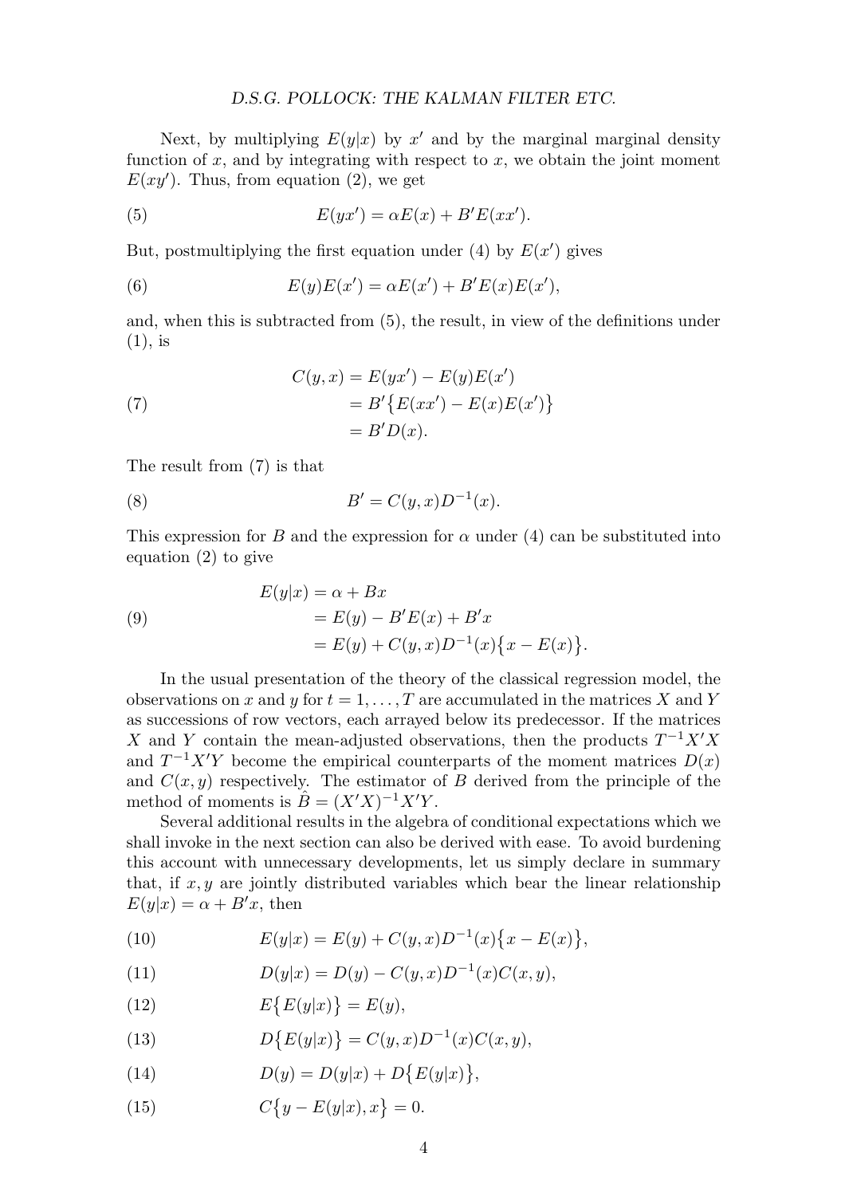Next, by multiplying $E(y|x)$ by $x'$ and by the marginal marginal density function of $x$, and by integrating with respect to $x$, we obtain the joint moment $E(xy')$. Thus, from equation (2), we get

$$E(yx') = \alpha E(x) + B'E(xx'). \tag{5}$$

But, postmultiplying the first equation under (4) by $E(x')$ gives

$$E(y)E(x') = \alpha E(x') + B'E(x)E(x'), \tag{6}$$

and, when this is subtracted from (5), the result, in view of the definitions under (1), is

$$\begin{aligned} C(y,x) &= E(yx') - E(y)E(x') \\ &= B'\big\{E(xx') - E(x)E(x')\big\} \\ &= B'D(x). \end{aligned} \tag{7}$$

The result from (7) is that

$$B' = C(y,x)D^{-1}(x). \tag{8}$$

This expression for $B$ and the expression for $\alpha$ under (4) can be substituted into equation (2) to give

$$\begin{aligned} E(y|x) &= \alpha + Bx \\ &= E(y) - B'E(x) + B'x \\ &= E(y) + C(y,x)D^{-1}(x)\big\{x - E(x)\big\}. \end{aligned} \tag{9}$$

In the usual presentation of the theory of the classical regression model, the observations on $x$ and $y$ for $t = 1, \ldots, T$ are accumulated in the matrices $X$ and $Y$ as successions of row vectors, each arrayed below its predecessor. If the matrices $X$ and $Y$ contain the mean-adjusted observations, then the products $T^{-1}X'X$ and $T^{-1}X'Y$ become the empirical counterparts of the moment matrices $D(x)$ and $C(x,y)$ respectively. The estimator of $B$ derived from the principle of the method of moments is $\hat{B} = (X'X)^{-1}X'Y$.

Several additional results in the algebra of conditional expectations which we shall invoke in the next section can also be derived with ease. To avoid burdening this account with unnecessary developments, let us simply declare in summary that, if $x, y$ are jointly distributed variables which bear the linear relationship $E(y|x) = \alpha + B'x$, then

$$E(y|x) = E(y) + C(y,x)D^{-1}(x)\big\{x - E(x)\big\}, \tag{10}$$

$$D(y|x) = D(y) - C(y,x)D^{-1}(x)C(x,y), \tag{11}$$

$$E\big\{E(y|x)\big\} = E(y), \tag{12}$$

$$D\big\{E(y|x)\big\} = C(y,x)D^{-1}(x)C(x,y), \tag{13}$$

$$D(y) = D(y|x) + D\big\{E(y|x)\big\}, \tag{14}$$

$$C\big\{y - E(y|x), x\big\} = 0. \tag{15}$$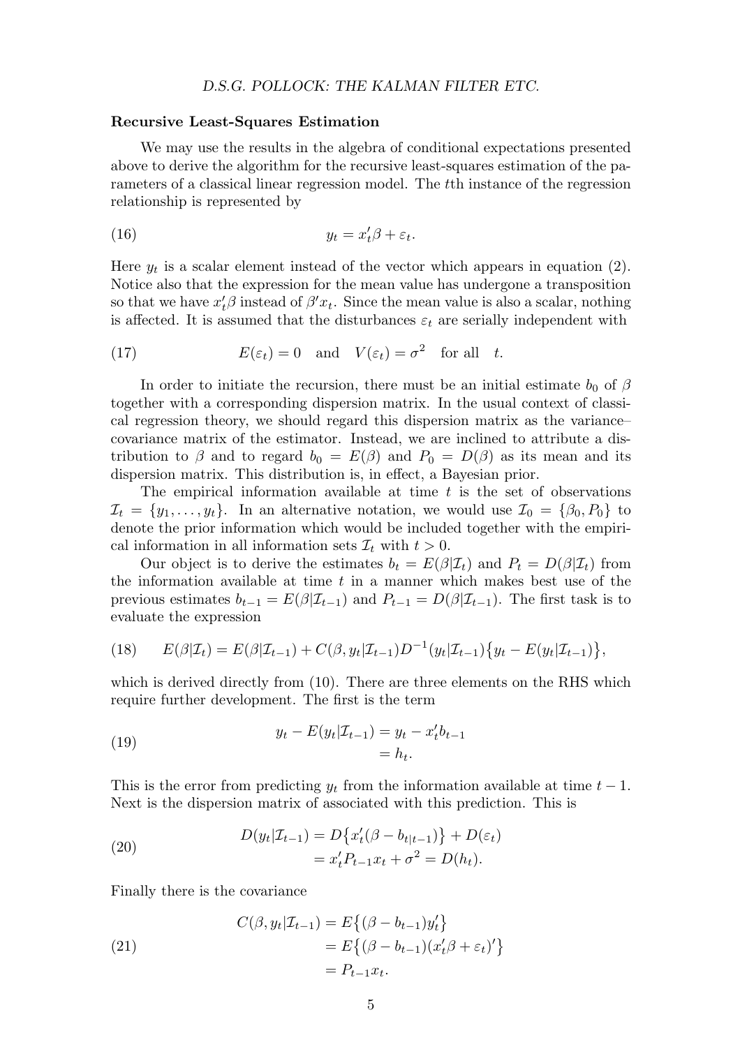### Recursive Least-Squares Estimation

We may use the results in the algebra of conditional expectations presented above to derive the algorithm for the recursive least-squares estimation of the parameters of a classical linear regression model. The $t$th instance of the regression relationship is represented by

$$y_t = x_t'\beta + \varepsilon_t. \tag{16}$$

Here $y_t$ is a scalar element instead of the vector which appears in equation (2). Notice also that the expression for the mean value has undergone a transposition so that we have $x_t'\beta$ instead of $\beta' x_t$. Since the mean value is also a scalar, nothing is affected. It is assumed that the disturbances $\varepsilon_t$ are serially independent with

$$E(\varepsilon_t) = 0 \quad \text{and} \quad V(\varepsilon_t) = \sigma^2 \quad \text{for all} \quad t. \tag{17}$$

In order to initiate the recursion, there must be an initial estimate $b_0$ of $\beta$ together with a corresponding dispersion matrix. In the usual context of classical regression theory, we should regard this dispersion matrix as the variance–covariance matrix of the estimator. Instead, we are inclined to attribute a distribution to $\beta$ and to regard $b_0 = E(\beta)$ and $P_0 = D(\beta)$ as its mean and its dispersion matrix. This distribution is, in effect, a Bayesian prior.

The empirical information available at time $t$ is the set of observations $\mathcal{I}_t = \{y_1, \ldots, y_t\}$. In an alternative notation, we would use $\mathcal{I}_0 = \{\beta_0, P_0\}$ to denote the prior information which would be included together with the empirical information in all information sets $\mathcal{I}_t$ with $t > 0$.

Our object is to derive the estimates $b_t = E(\beta|\mathcal{I}_t)$ and $P_t = D(\beta|\mathcal{I}_t)$ from the information available at time $t$ in a manner which makes best use of the previous estimates $b_{t-1} = E(\beta|\mathcal{I}_{t-1})$ and $P_{t-1} = D(\beta|\mathcal{I}_{t-1})$. The first task is to evaluate the expression

$$E(\beta|\mathcal{I}_t) = E(\beta|\mathcal{I}_{t-1}) + C(\beta, y_t|\mathcal{I}_{t-1})D^{-1}(y_t|\mathcal{I}_{t-1})\big\{y_t - E(y_t|\mathcal{I}_{t-1})\big\}, \tag{18}$$

which is derived directly from (10). There are three elements on the RHS which require further development. The first is the term

$$\begin{aligned} y_t - E(y_t|\mathcal{I}_{t-1}) &= y_t - x_t' b_{t-1} \\ &= h_t. \end{aligned} \tag{19}$$

This is the error from predicting $y_t$ from the information available at time $t-1$. Next is the dispersion matrix of associated with this prediction. This is

$$\begin{aligned} D(y_t|\mathcal{I}_{t-1}) &= D\big\{x_t'(\beta - b_{t|t-1})\big\} + D(\varepsilon_t) \\ &= x_t' P_{t-1} x_t + \sigma^2 = D(h_t). \end{aligned} \tag{20}$$

Finally there is the covariance

$$\begin{aligned} C(\beta, y_t|\mathcal{I}_{t-1}) &= E\big\{(\beta - b_{t-1})y_t'\big\} \\ &= E\big\{(\beta - b_{t-1})(x_t'\beta + \varepsilon_t)'\big\} \\ &= P_{t-1}x_t. \end{aligned} \tag{21}$$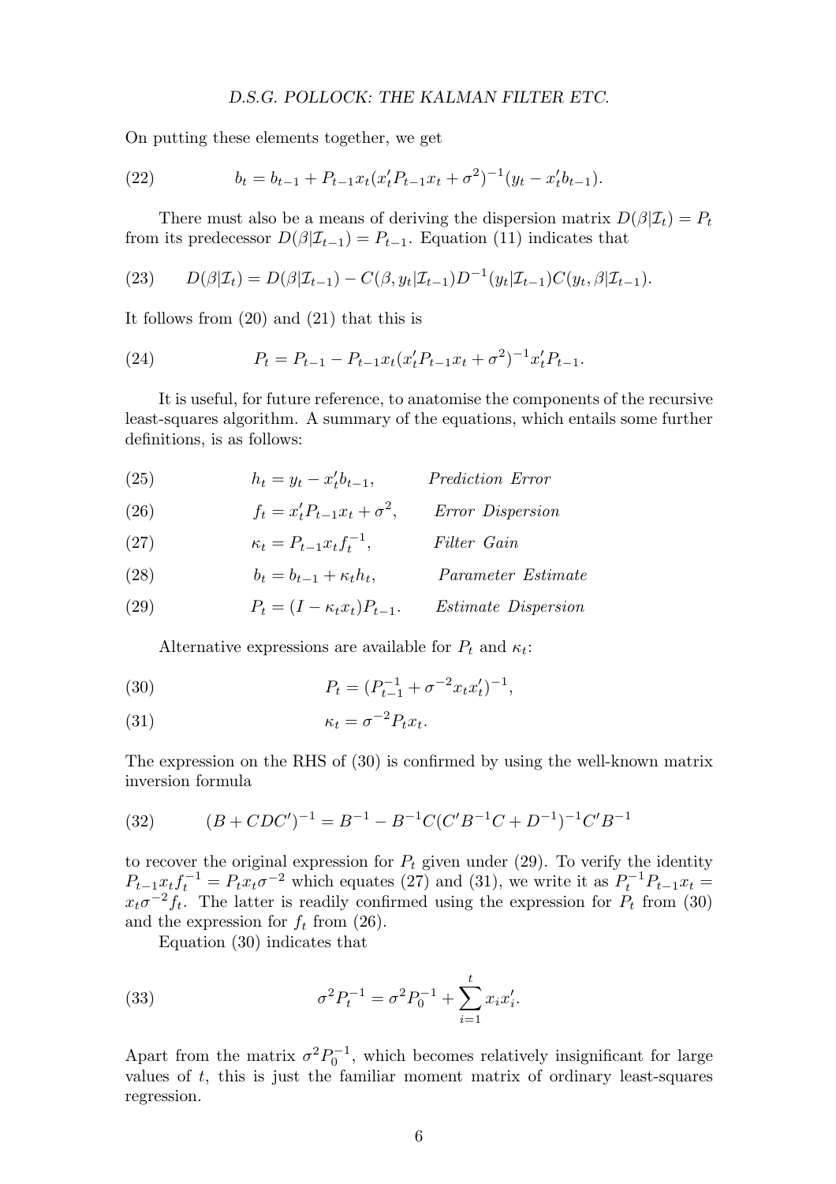On putting these elements together, we get

$$b_t = b_{t-1} + P_{t-1}x_t(x_t'P_{t-1}x_t + \sigma^2)^{-1}(y_t - x_t'b_{t-1}). \tag{22}$$

There must also be a means of deriving the dispersion matrix $D(\beta|\mathcal{I}_t) = P_t$ from its predecessor $D(\beta|\mathcal{I}_{t-1}) = P_{t-1}$. Equation (11) indicates that

$$D(\beta|\mathcal{I}_t) = D(\beta|\mathcal{I}_{t-1}) - C(\beta, y_t|\mathcal{I}_{t-1})D^{-1}(y_t|\mathcal{I}_{t-1})C(y_t, \beta|\mathcal{I}_{t-1}). \tag{23}$$

It follows from (20) and (21) that this is

$$P_t = P_{t-1} - P_{t-1}x_t(x_t'P_{t-1}x_t + \sigma^2)^{-1}x_t'P_{t-1}. \tag{24}$$

It is useful, for future reference, to anatomise the components of the recursive least-squares algorithm. A summary of the equations, which entails some further definitions, is as follows:

$$h_t = y_t - x_t'b_{t-1}, \qquad \textit{Prediction Error} \tag{25}$$

$$f_t = x_t'P_{t-1}x_t + \sigma^2, \qquad \textit{Error Dispersion} \tag{26}$$

$$\kappa_t = P_{t-1}x_t f_t^{-1}, \qquad \textit{Filter Gain} \tag{27}$$

$$b_t = b_{t-1} + \kappa_t h_t, \qquad \textit{Parameter Estimate} \tag{28}$$

$$P_t = (I - \kappa_t x_t)P_{t-1}. \qquad \textit{Estimate Dispersion} \tag{29}$$

Alternative expressions are available for $P_t$ and $\kappa_t$:

$$P_t = (P_{t-1}^{-1} + \sigma^{-2}x_t x_t')^{-1}, \tag{30}$$

$$\kappa_t = \sigma^{-2}P_t x_t. \tag{31}$$

The expression on the RHS of (30) is confirmed by using the well-known matrix inversion formula

$$(B + CDC')^{-1} = B^{-1} - B^{-1}C(C'B^{-1}C + D^{-1})^{-1}C'B^{-1} \tag{32}$$

to recover the original expression for $P_t$ given under (29). To verify the identity $P_{t-1}x_t f_t^{-1} = P_t x_t \sigma^{-2}$ which equates (27) and (31), we write it as $P_t^{-1}P_{t-1}x_t = x_t\sigma^{-2}f_t$. The latter is readily confirmed using the expression for $P_t$ from (30) and the expression for $f_t$ from (26).

Equation (30) indicates that

$$\sigma^2 P_t^{-1} = \sigma^2 P_0^{-1} + \sum_{i=1}^{t} x_i x_i'. \tag{33}$$

Apart from the matrix $\sigma^2 P_0^{-1}$, which becomes relatively insignificant for large values of $t$, this is just the familiar moment matrix of ordinary least-squares regression.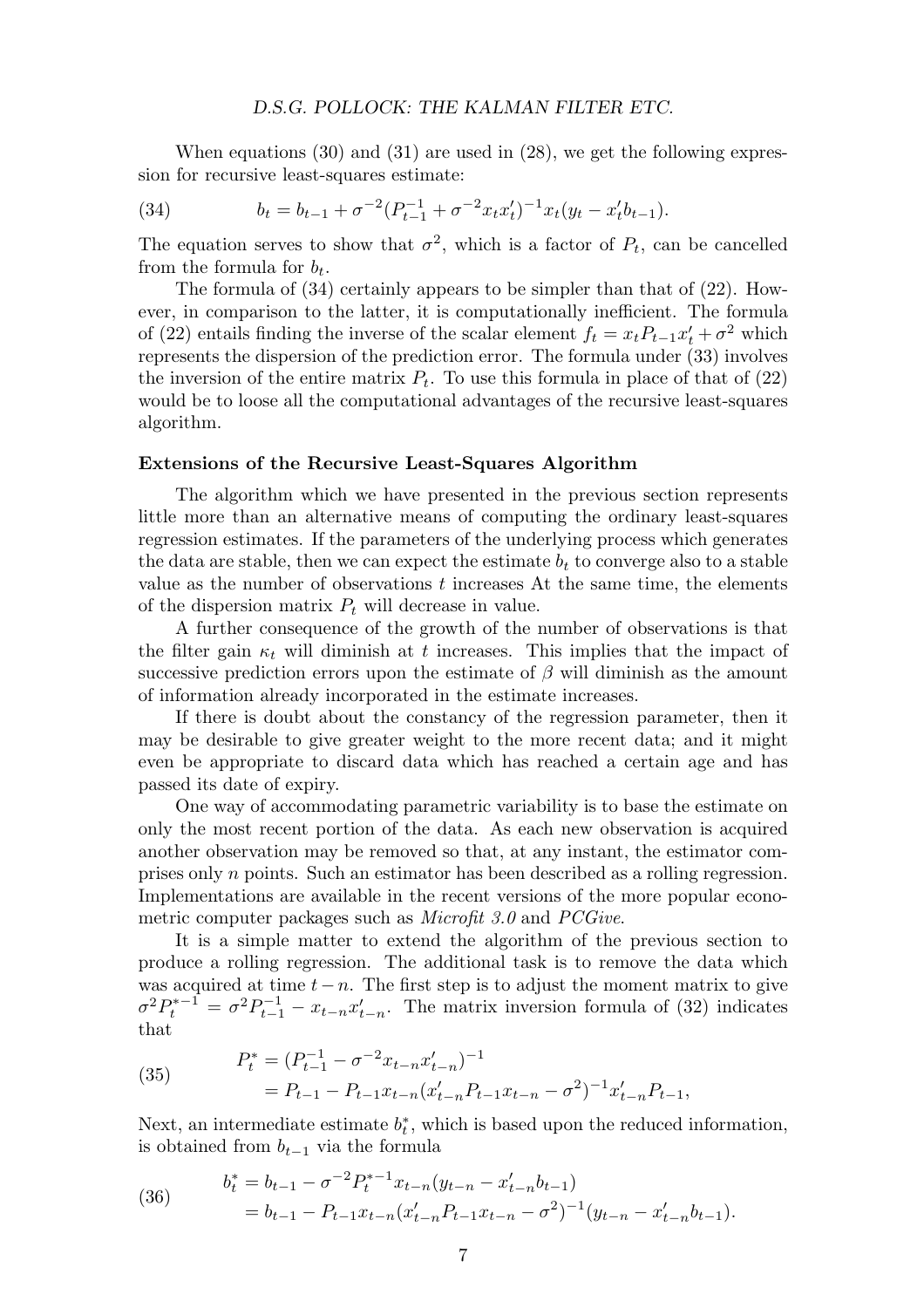When equations (30) and (31) are used in (28), we get the following expression for recursive least-squares estimate:

$$b_t = b_{t-1} + \sigma^{-2}(P_{t-1}^{-1} + \sigma^{-2}x_t x_t')^{-1}x_t(y_t - x_t'b_{t-1}). \tag{34}$$

The equation serves to show that $\sigma^2$, which is a factor of $P_t$, can be cancelled from the formula for $b_t$.

The formula of (34) certainly appears to be simpler than that of (22). However, in comparison to the latter, it is computationally inefficient. The formula of (22) entails finding the inverse of the scalar element $f_t = x_t P_{t-1}x_t' + \sigma^2$ which represents the dispersion of the prediction error. The formula under (33) involves the inversion of the entire matrix $P_t$. To use this formula in place of that of (22) would be to loose all the computational advantages of the recursive least-squares algorithm.

**Extensions of the Recursive Least-Squares Algorithm**

The algorithm which we have presented in the previous section represents little more than an alternative means of computing the ordinary least-squares regression estimates. If the parameters of the underlying process which generates the data are stable, then we can expect the estimate $b_t$ to converge also to a stable value as the number of observations $t$ increases At the same time, the elements of the dispersion matrix $P_t$ will decrease in value.

A further consequence of the growth of the number of observations is that the filter gain $\kappa_t$ will diminish at $t$ increases. This implies that the impact of successive prediction errors upon the estimate of $\beta$ will diminish as the amount of information already incorporated in the estimate increases.

If there is doubt about the constancy of the regression parameter, then it may be desirable to give greater weight to the more recent data; and it might even be appropriate to discard data which has reached a certain age and has passed its date of expiry.

One way of accommodating parametric variability is to base the estimate on only the most recent portion of the data. As each new observation is acquired another observation may be removed so that, at any instant, the estimator comprises only $n$ points. Such an estimator has been described as a rolling regression. Implementations are available in the recent versions of the more popular econometric computer packages such as *Microfit 3.0* and *PCGive*.

It is a simple matter to extend the algorithm of the previous section to produce a rolling regression. The additional task is to remove the data which was acquired at time $t-n$. The first step is to adjust the moment matrix to give $\sigma^2 P_t^{*-1} = \sigma^2 P_{t-1}^{-1} - x_{t-n}x_{t-n}'$. The matrix inversion formula of (32) indicates that

$$\begin{aligned} P_t^* &= (P_{t-1}^{-1} - \sigma^{-2}x_{t-n}x_{t-n}')^{-1} \\ &= P_{t-1} - P_{t-1}x_{t-n}(x_{t-n}'P_{t-1}x_{t-n} - \sigma^2)^{-1}x_{t-n}'P_{t-1}, \end{aligned} \tag{35}$$

Next, an intermediate estimate $b_t^*$, which is based upon the reduced information, is obtained from $b_{t-1}$ via the formula

$$\begin{aligned} b_t^* &= b_{t-1} - \sigma^{-2}P_t^{*-1}x_{t-n}(y_{t-n} - x_{t-n}'b_{t-1}) \\ &= b_{t-1} - P_{t-1}x_{t-n}(x_{t-n}'P_{t-1}x_{t-n} - \sigma^2)^{-1}(y_{t-n} - x_{t-n}'b_{t-1}). \end{aligned} \tag{36}$$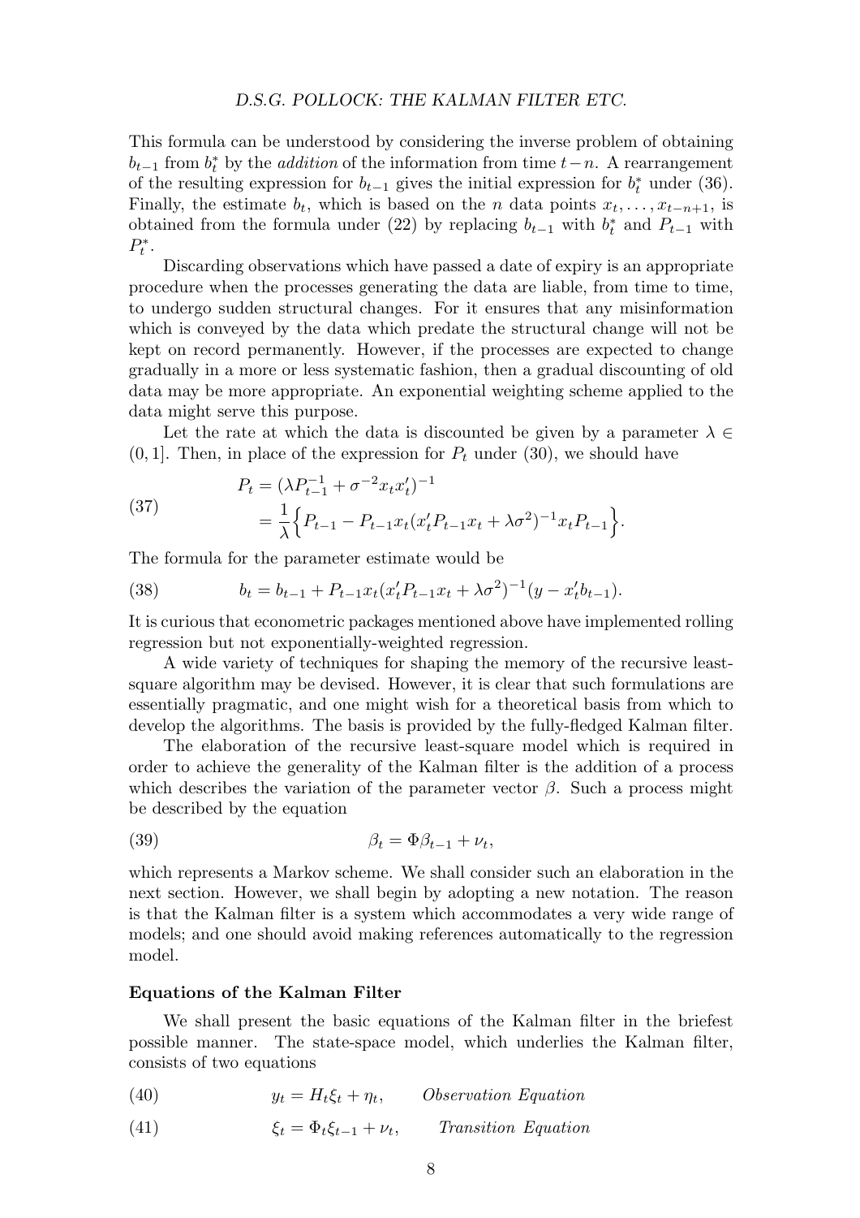This formula can be understood by considering the inverse problem of obtaining $b_{t-1}$ from $b_t^*$ by the *addition* of the information from time $t-n$. A rearrangement of the resulting expression for $b_{t-1}$ gives the initial expression for $b_t^*$ under (36). Finally, the estimate $b_t$, which is based on the $n$ data points $x_t, \ldots, x_{t-n+1}$, is obtained from the formula under (22) by replacing $b_{t-1}$ with $b_t^*$ and $P_{t-1}$ with $P_t^*$.

Discarding observations which have passed a date of expiry is an appropriate procedure when the processes generating the data are liable, from time to time, to undergo sudden structural changes. For it ensures that any misinformation which is conveyed by the data which predate the structural change will not be kept on record permanently. However, if the processes are expected to change gradually in a more or less systematic fashion, then a gradual discounting of old data may be more appropriate. An exponential weighting scheme applied to the data might serve this purpose.

Let the rate at which the data is discounted be given by a parameter $\lambda \in (0, 1]$. Then, in place of the expression for $P_t$ under (30), we should have

$$
\begin{aligned}
P_t &= (\lambda P_{t-1}^{-1} + \sigma^{-2} x_t x_t')^{-1} \\
&= \frac{1}{\lambda}\Big\{ P_{t-1} - P_{t-1} x_t (x_t' P_{t-1} x_t + \lambda\sigma^2)^{-1} x_t P_{t-1} \Big\}.
\end{aligned}
\tag{37}
$$

The formula for the parameter estimate would be

$$
b_t = b_{t-1} + P_{t-1} x_t (x_t' P_{t-1} x_t + \lambda\sigma^2)^{-1} (y - x_t' b_{t-1}). \tag{38}
$$

It is curious that econometric packages mentioned above have implemented rolling regression but not exponentially-weighted regression.

A wide variety of techniques for shaping the memory of the recursive least-square algorithm may be devised. However, it is clear that such formulations are essentially pragmatic, and one might wish for a theoretical basis from which to develop the algorithms. The basis is provided by the fully-fledged Kalman filter.

The elaboration of the recursive least-square model which is required in order to achieve the generality of the Kalman filter is the addition of a process which describes the variation of the parameter vector $\beta$. Such a process might be described by the equation

$$
\beta_t = \Phi \beta_{t-1} + \nu_t, \tag{39}
$$

which represents a Markov scheme. We shall consider such an elaboration in the next section. However, we shall begin by adopting a new notation. The reason is that the Kalman filter is a system which accommodates a very wide range of models; and one should avoid making references automatically to the regression model.

**Equations of the Kalman Filter**

We shall present the basic equations of the Kalman filter in the briefest possible manner. The state-space model, which underlies the Kalman filter, consists of two equations

$$
y_t = H_t \xi_t + \eta_t, \qquad \textit{Observation Equation} \tag{40}
$$

$$
\xi_t = \Phi_t \xi_{t-1} + \nu_t, \qquad \textit{Transition Equation} \tag{41}
$$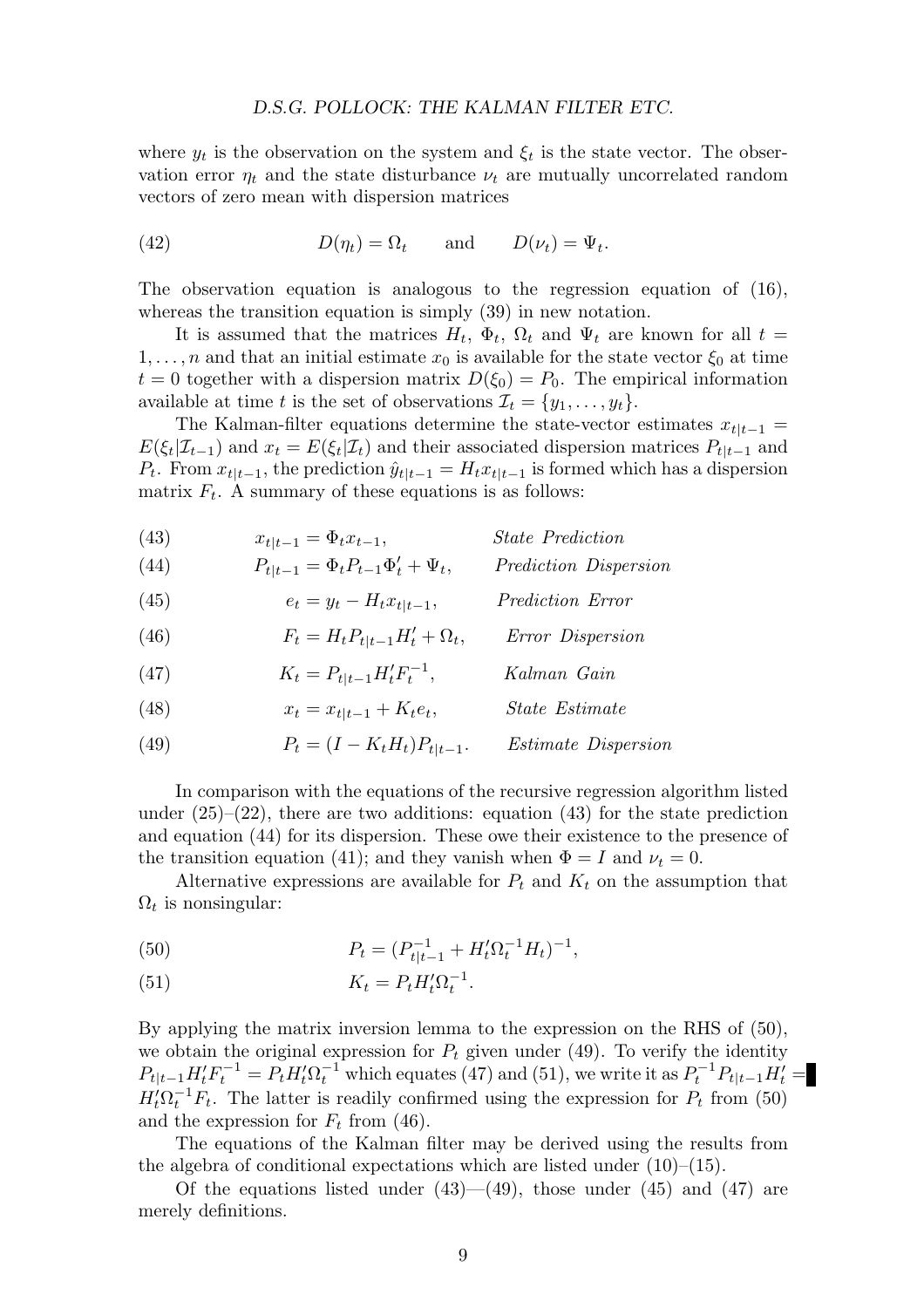where $y_t$ is the observation on the system and $\xi_t$ is the state vector. The observation error $\eta_t$ and the state disturbance $\nu_t$ are mutually uncorrelated random vectors of zero mean with dispersion matrices

$$D(\eta_t) = \Omega_t \qquad \text{and} \qquad D(\nu_t) = \Psi_t. \tag{42}$$

The observation equation is analogous to the regression equation of (16), whereas the transition equation is simply (39) in new notation.

It is assumed that the matrices $H_t$, $\Phi_t$, $\Omega_t$ and $\Psi_t$ are known for all $t = 1, \ldots, n$ and that an initial estimate $x_0$ is available for the state vector $\xi_0$ at time $t = 0$ together with a dispersion matrix $D(\xi_0) = P_0$. The empirical information available at time $t$ is the set of observations $\mathcal{I}_t = \{y_1, \ldots, y_t\}$.

The Kalman-filter equations determine the state-vector estimates $x_{t|t-1} = E(\xi_t|\mathcal{I}_{t-1})$ and $x_t = E(\xi_t|\mathcal{I}_t)$ and their associated dispersion matrices $P_{t|t-1}$ and $P_t$. From $x_{t|t-1}$, the prediction $\hat{y}_{t|t-1} = H_t x_{t|t-1}$ is formed which has a dispersion matrix $F_t$. A summary of these equations is as follows:

$$x_{t|t-1} = \Phi_t x_{t-1}, \qquad \textit{State Prediction} \tag{43}$$

$$P_{t|t-1} = \Phi_t P_{t-1} \Phi_t' + \Psi_t, \qquad \textit{Prediction Dispersion} \tag{44}$$

$$e_t = y_t - H_t x_{t|t-1}, \qquad \textit{Prediction Error} \tag{45}$$

$$F_t = H_t P_{t|t-1} H_t' + \Omega_t, \qquad \textit{Error Dispersion} \tag{46}$$

$$K_t = P_{t|t-1} H_t' F_t^{-1}, \qquad \textit{Kalman Gain} \tag{47}$$

$$x_t = x_{t|t-1} + K_t e_t, \qquad \textit{State Estimate} \tag{48}$$

$$P_t = (I - K_t H_t) P_{t|t-1}. \qquad \textit{Estimate Dispersion} \tag{49}$$

In comparison with the equations of the recursive regression algorithm listed under (25)–(22), there are two additions: equation (43) for the state prediction and equation (44) for its dispersion. These owe their existence to the presence of the transition equation (41); and they vanish when $\Phi = I$ and $\nu_t = 0$.

Alternative expressions are available for $P_t$ and $K_t$ on the assumption that $\Omega_t$ is nonsingular:

$$P_t = (P_{t|t-1}^{-1} + H_t' \Omega_t^{-1} H_t)^{-1}, \tag{50}$$

$$K_t = P_t H_t' \Omega_t^{-1}. \tag{51}$$

By applying the matrix inversion lemma to the expression on the RHS of (50), we obtain the original expression for $P_t$ given under (49). To verify the identity $P_{t|t-1} H_t' F_t^{-1} = P_t H_t' \Omega_t^{-1}$ which equates (47) and (51), we write it as $P_t^{-1} P_{t|t-1} H_t' = H_t' \Omega_t^{-1} F_t$. The latter is readily confirmed using the expression for $P_t$ from (50) and the expression for $F_t$ from (46).

The equations of the Kalman filter may be derived using the results from the algebra of conditional expectations which are listed under (10)–(15).

Of the equations listed under (43)—(49), those under (45) and (47) are merely definitions.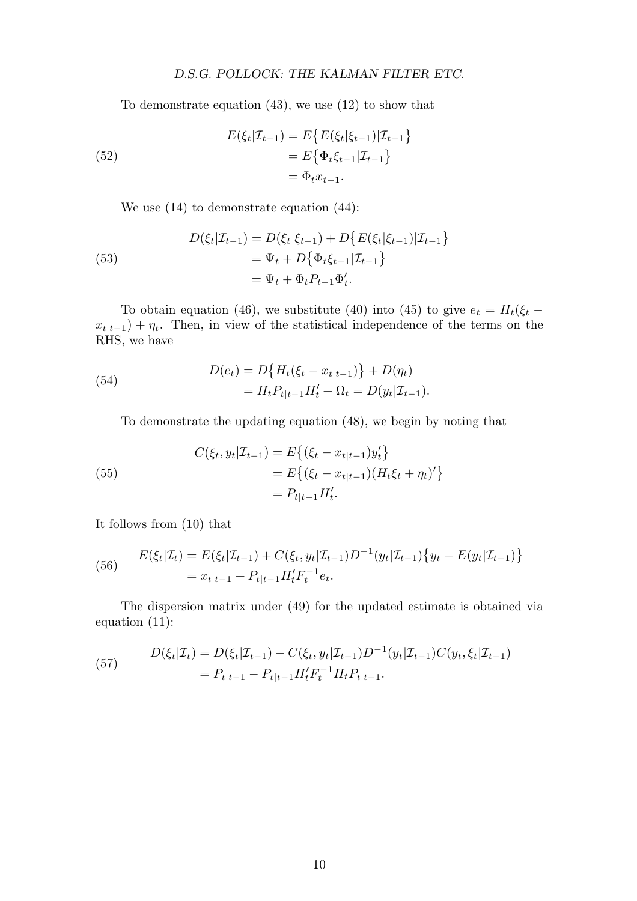To demonstrate equation (43), we use (12) to show that

$$
\begin{aligned}
E(\xi_t|\mathcal{I}_{t-1}) &= E\big\{E(\xi_t|\xi_{t-1})|\mathcal{I}_{t-1}\big\} \\
&= E\big\{\Phi_t\xi_{t-1}|\mathcal{I}_{t-1}\big\} \\
&= \Phi_t x_{t-1}.
\end{aligned}
\tag{52}
$$

We use (14) to demonstrate equation (44):

$$
\begin{aligned}
D(\xi_t|\mathcal{I}_{t-1}) &= D(\xi_t|\xi_{t-1}) + D\big\{E(\xi_t|\xi_{t-1})|\mathcal{I}_{t-1}\big\} \\
&= \Psi_t + D\big\{\Phi_t\xi_{t-1}|\mathcal{I}_{t-1}\big\} \\
&= \Psi_t + \Phi_t P_{t-1}\Phi_t'.
\end{aligned}
\tag{53}
$$

To obtain equation (46), we substitute (40) into (45) to give $e_t = H_t(\xi_t - x_{t|t-1}) + \eta_t$. Then, in view of the statistical independence of the terms on the RHS, we have

$$
\begin{aligned}
D(e_t) &= D\big\{H_t(\xi_t - x_{t|t-1})\big\} + D(\eta_t) \\
&= H_t P_{t|t-1} H_t' + \Omega_t = D(y_t|\mathcal{I}_{t-1}).
\end{aligned}
\tag{54}
$$

To demonstrate the updating equation (48), we begin by noting that

$$
\begin{aligned}
C(\xi_t, y_t|\mathcal{I}_{t-1}) &= E\big\{(\xi_t - x_{t|t-1})y_t'\big\} \\
&= E\big\{(\xi_t - x_{t|t-1})(H_t\xi_t + \eta_t)'\big\} \\
&= P_{t|t-1}H_t'.
\end{aligned}
\tag{55}
$$

It follows from (10) that

$$
\begin{aligned}
E(\xi_t|\mathcal{I}_t) &= E(\xi_t|\mathcal{I}_{t-1}) + C(\xi_t, y_t|\mathcal{I}_{t-1})D^{-1}(y_t|\mathcal{I}_{t-1})\big\{y_t - E(y_t|\mathcal{I}_{t-1})\big\} \\
&= x_{t|t-1} + P_{t|t-1}H_t'F_t^{-1}e_t.
\end{aligned}
\tag{56}
$$

The dispersion matrix under (49) for the updated estimate is obtained via equation (11):

$$
\begin{aligned}
D(\xi_t|\mathcal{I}_t) &= D(\xi_t|\mathcal{I}_{t-1}) - C(\xi_t, y_t|\mathcal{I}_{t-1})D^{-1}(y_t|\mathcal{I}_{t-1})C(y_t, \xi_t|\mathcal{I}_{t-1}) \\
&= P_{t|t-1} - P_{t|t-1}H_t'F_t^{-1}H_tP_{t|t-1}.
\end{aligned}
\tag{57}
$$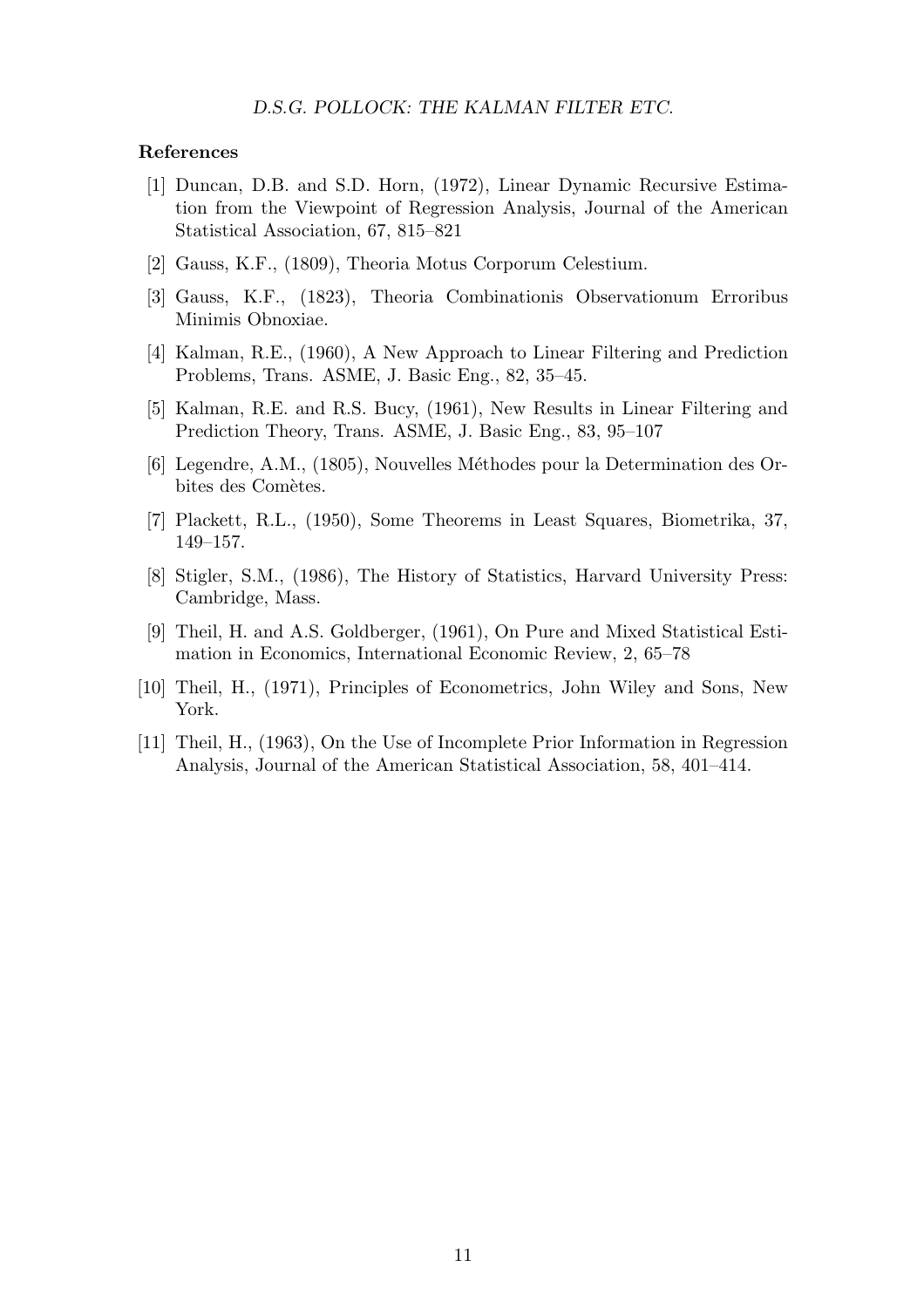**References**

[1] Duncan, D.B. and S.D. Horn, (1972), Linear Dynamic Recursive Estimation from the Viewpoint of Regression Analysis, Journal of the American Statistical Association, 67, 815–821

[2] Gauss, K.F., (1809), Theoria Motus Corporum Celestium.

[3] Gauss, K.F., (1823), Theoria Combinationis Observationum Erroribus Minimis Obnoxiae.

[4] Kalman, R.E., (1960), A New Approach to Linear Filtering and Prediction Problems, Trans. ASME, J. Basic Eng., 82, 35–45.

[5] Kalman, R.E. and R.S. Bucy, (1961), New Results in Linear Filtering and Prediction Theory, Trans. ASME, J. Basic Eng., 83, 95–107

[6] Legendre, A.M., (1805), Nouvelles Méthodes pour la Determination des Orbites des Comètes.

[7] Plackett, R.L., (1950), Some Theorems in Least Squares, Biometrika, 37, 149–157.

[8] Stigler, S.M., (1986), The History of Statistics, Harvard University Press: Cambridge, Mass.

[9] Theil, H. and A.S. Goldberger, (1961), On Pure and Mixed Statistical Estimation in Economics, International Economic Review, 2, 65–78

[10] Theil, H., (1971), Principles of Econometrics, John Wiley and Sons, New York.

[11] Theil, H., (1963), On the Use of Incomplete Prior Information in Regression Analysis, Journal of the American Statistical Association, 58, 401–414.